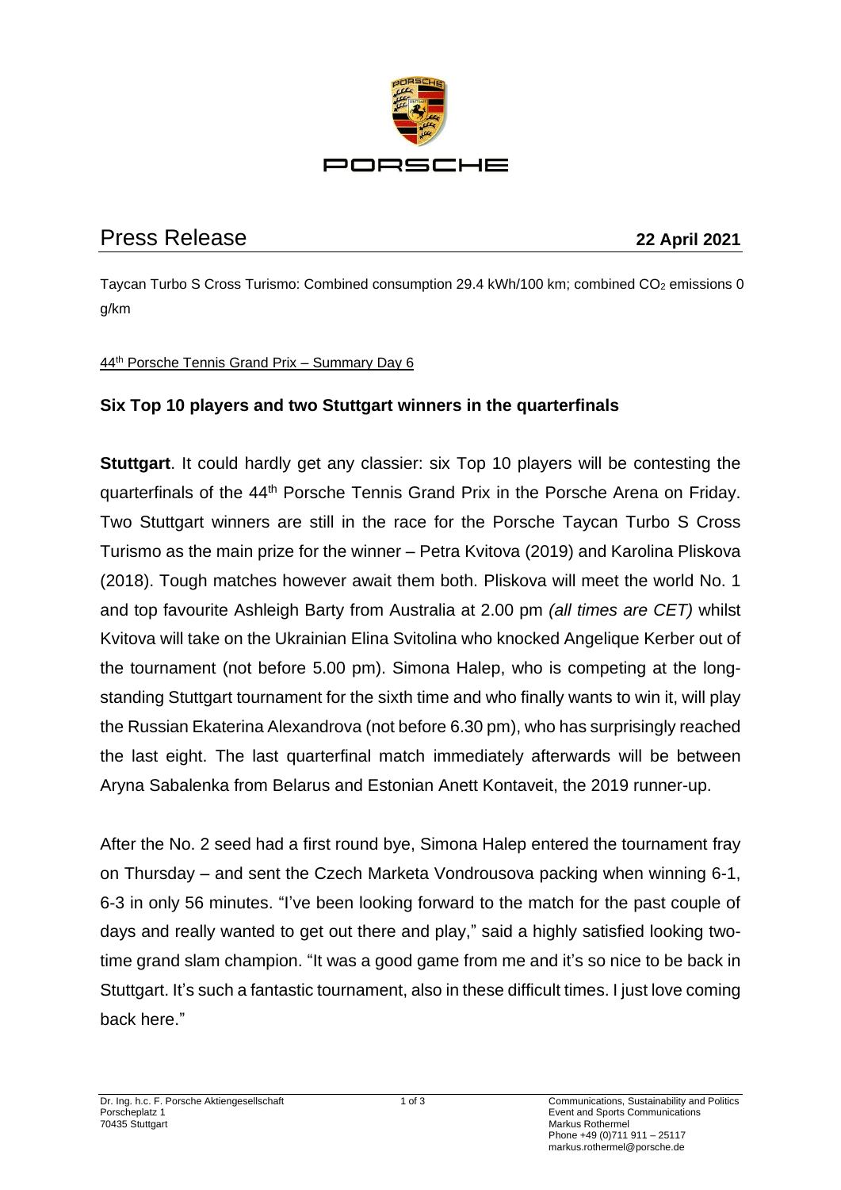PORSCHE

# Press Release

**22 April 2021**

Taycan Turbo S Cross Turismo: Combined consumption 29.4 kWh/100 km; combined $CO_2$ emissions 0 g/km

44th Porsche Tennis Grand Prix – Summary Day 6

## Six Top 10 players and two Stuttgart winners in the quarterfinals

**Stuttgart**. It could hardly get any classier: six Top 10 players will be contesting the quarterfinals of the 44th Porsche Tennis Grand Prix in the Porsche Arena on Friday. Two Stuttgart winners are still in the race for the Porsche Taycan Turbo S Cross Turismo as the main prize for the winner – Petra Kvitova (2019) and Karolina Pliskova (2018). Tough matches however await them both. Pliskova will meet the world No. 1 and top favourite Ashleigh Barty from Australia at 2.00 pm *(all times are CET)* whilst Kvitova will take on the Ukrainian Elina Svitolina who knocked Angelique Kerber out of the tournament (not before 5.00 pm). Simona Halep, who is competing at the long-standing Stuttgart tournament for the sixth time and who finally wants to win it, will play the Russian Ekaterina Alexandrova (not before 6.30 pm), who has surprisingly reached the last eight. The last quarterfinal match immediately afterwards will be between Aryna Sabalenka from Belarus and Estonian Anett Kontaveit, the 2019 runner-up.

After the No. 2 seed had a first round bye, Simona Halep entered the tournament fray on Thursday – and sent the Czech Marketa Vondrousova packing when winning 6-1, 6-3 in only 56 minutes. "I've been looking forward to the match for the past couple of days and really wanted to get out there and play," said a highly satisfied looking two-time grand slam champion. "It was a good game from me and it's so nice to be back in Stuttgart. It's such a fantastic tournament, also in these difficult times. I just love coming back here."

Dr. Ing. h.c. F. Porsche Aktiengesellschaft
Porscheplatz 1
70435 Stuttgart

Communications, Sustainability and Politics
Event and Sports Communications
Markus Rothermel
Phone +49 (0)711 911 – 25117
markus.rothermel@porsche.de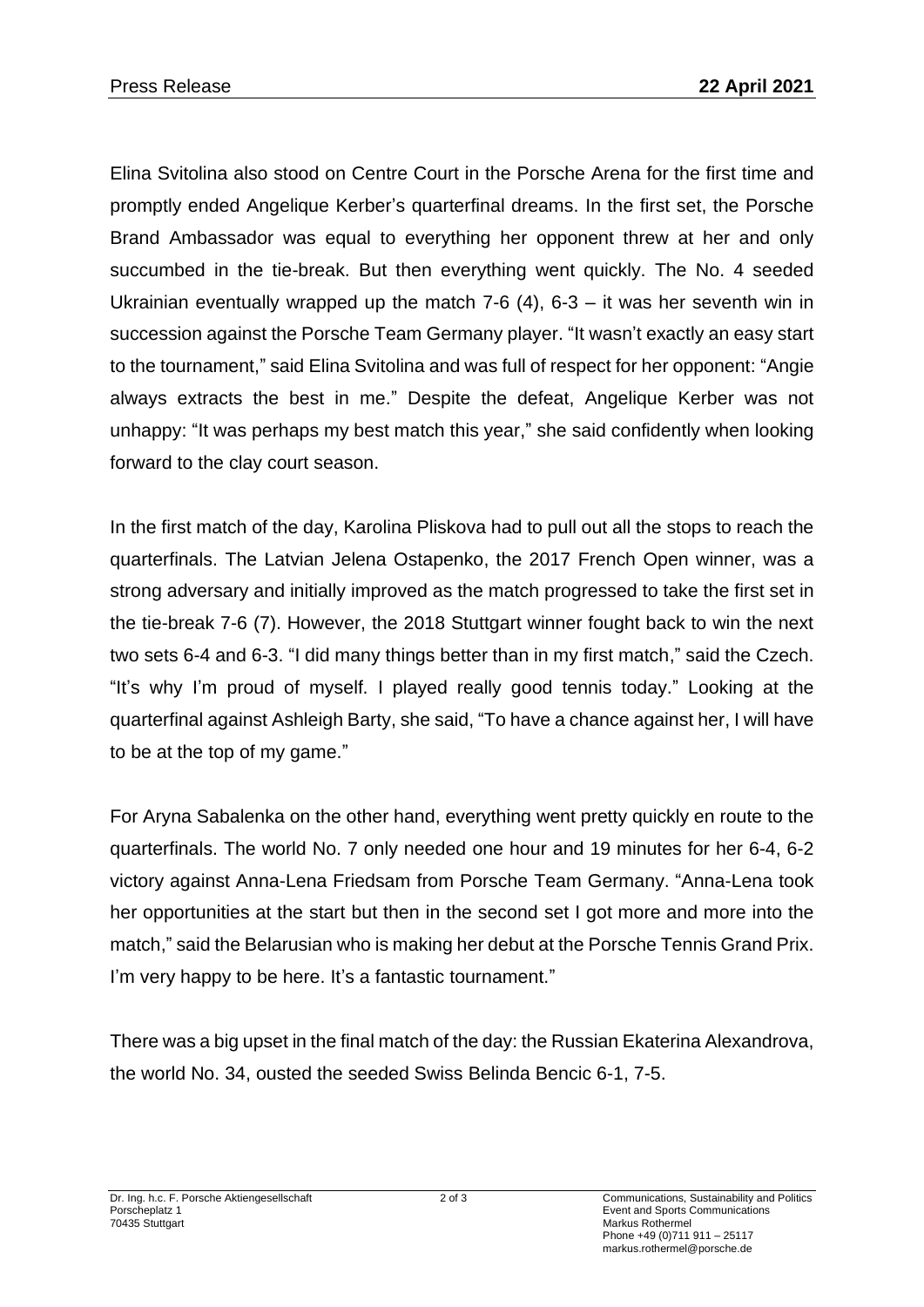Elina Svitolina also stood on Centre Court in the Porsche Arena for the first time and promptly ended Angelique Kerber's quarterfinal dreams. In the first set, the Porsche Brand Ambassador was equal to everything her opponent threw at her and only succumbed in the tie-break. But then everything went quickly. The No. 4 seeded Ukrainian eventually wrapped up the match 7-6 (4), 6-3 – it was her seventh win in succession against the Porsche Team Germany player. "It wasn't exactly an easy start to the tournament," said Elina Svitolina and was full of respect for her opponent: "Angie always extracts the best in me." Despite the defeat, Angelique Kerber was not unhappy: "It was perhaps my best match this year," she said confidently when looking forward to the clay court season.

In the first match of the day, Karolina Pliskova had to pull out all the stops to reach the quarterfinals. The Latvian Jelena Ostapenko, the 2017 French Open winner, was a strong adversary and initially improved as the match progressed to take the first set in the tie-break 7-6 (7). However, the 2018 Stuttgart winner fought back to win the next two sets 6-4 and 6-3. "I did many things better than in my first match," said the Czech. "It's why I'm proud of myself. I played really good tennis today." Looking at the quarterfinal against Ashleigh Barty, she said, "To have a chance against her, I will have to be at the top of my game."

For Aryna Sabalenka on the other hand, everything went pretty quickly en route to the quarterfinals. The world No. 7 only needed one hour and 19 minutes for her 6-4, 6-2 victory against Anna-Lena Friedsam from Porsche Team Germany. "Anna-Lena took her opportunities at the start but then in the second set I got more and more into the match," said the Belarusian who is making her debut at the Porsche Tennis Grand Prix. I'm very happy to be here. It's a fantastic tournament."

There was a big upset in the final match of the day: the Russian Ekaterina Alexandrova, the world No. 34, ousted the seeded Swiss Belinda Bencic 6-1, 7-5.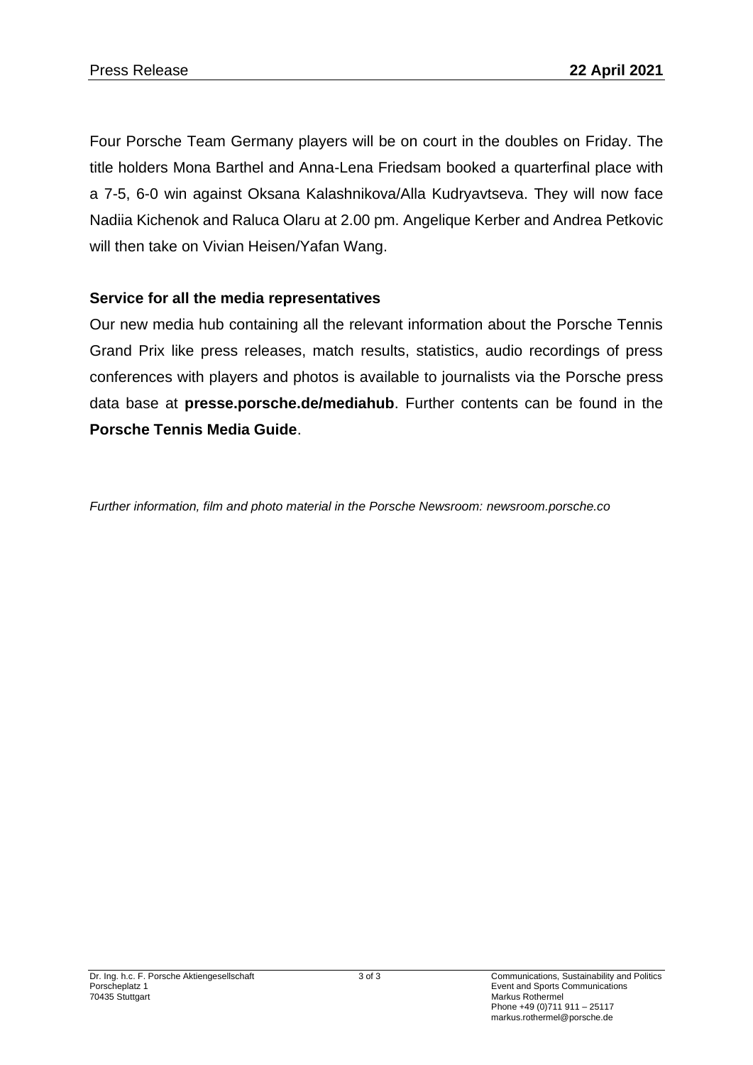Four Porsche Team Germany players will be on court in the doubles on Friday. The title holders Mona Barthel and Anna-Lena Friedsam booked a quarterfinal place with a 7-5, 6-0 win against Oksana Kalashnikova/Alla Kudryavtseva. They will now face Nadiia Kichenok and Raluca Olaru at 2.00 pm. Angelique Kerber and Andrea Petkovic will then take on Vivian Heisen/Yafan Wang.

**Service for all the media representatives**

Our new media hub containing all the relevant information about the Porsche Tennis Grand Prix like press releases, match results, statistics, audio recordings of press conferences with players and photos is available to journalists via the Porsche press data base at **presse.porsche.de/mediahub**. Further contents can be found in the **Porsche Tennis Media Guide**.

*Further information, film and photo material in the Porsche Newsroom: newsroom.porsche.co*